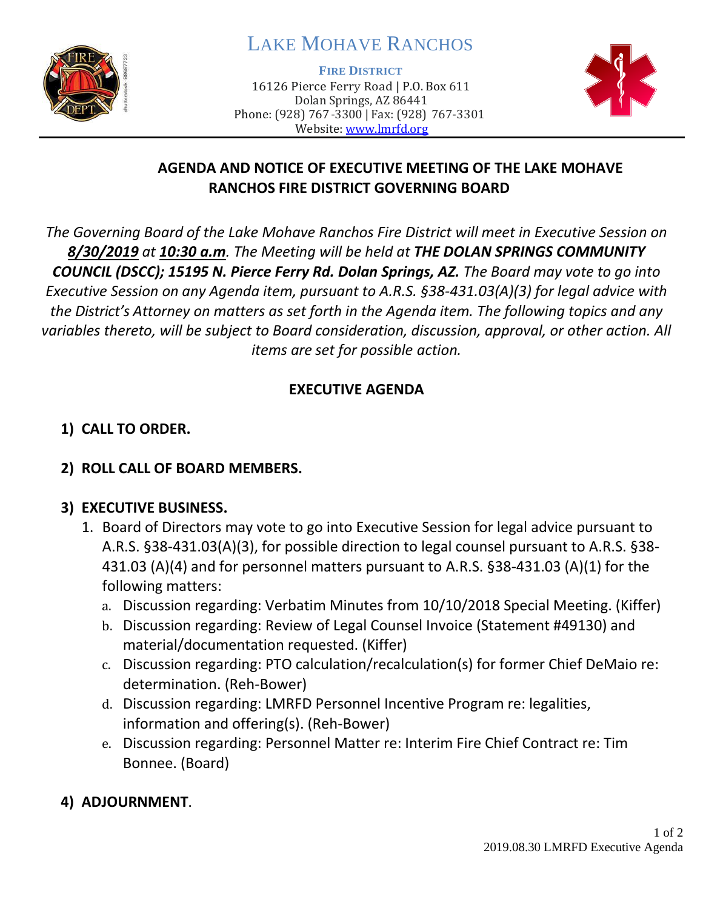# LAKE MOHAVE RANCHOS

**FIRE DISTRICT**

16126 Pierce Ferry Road | P.O. Box 611
Dolan Springs, AZ 86441
Phone: (928) 767-3300 | Fax: (928) 767-3301
Website: www.lmrfd.org

## AGENDA AND NOTICE OF EXECUTIVE MEETING OF THE LAKE MOHAVE RANCHOS FIRE DISTRICT GOVERNING BOARD

*The Governing Board of the Lake Mohave Ranchos Fire District will meet in Executive Session on **8/30/2019** at **10:30 a.m**. The Meeting will be held at **THE DOLAN SPRINGS COMMUNITY COUNCIL (DSCC); 15195 N. Pierce Ferry Rd. Dolan Springs, AZ.** The Board may vote to go into Executive Session on any Agenda item, pursuant to A.R.S. §38-431.03(A)(3) for legal advice with the District's Attorney on matters as set forth in the Agenda item. The following topics and any variables thereto, will be subject to Board consideration, discussion, approval, or other action. All items are set for possible action.*

## EXECUTIVE AGENDA

1) **CALL TO ORDER.**

2) **ROLL CALL OF BOARD MEMBERS.**

3) **EXECUTIVE BUSINESS.**
   1. Board of Directors may vote to go into Executive Session for legal advice pursuant to A.R.S. §38-431.03(A)(3), for possible direction to legal counsel pursuant to A.R.S. §38-431.03 (A)(4) and for personnel matters pursuant to A.R.S. §38-431.03 (A)(1) for the following matters:
      a. Discussion regarding: Verbatim Minutes from 10/10/2018 Special Meeting. (Kiffer)
      b. Discussion regarding: Review of Legal Counsel Invoice (Statement #49130) and material/documentation requested. (Kiffer)
      c. Discussion regarding: PTO calculation/recalculation(s) for former Chief DeMaio re: determination. (Reh-Bower)
      d. Discussion regarding: LMRFD Personnel Incentive Program re: legalities, information and offering(s). (Reh-Bower)
      e. Discussion regarding: Personnel Matter re: Interim Fire Chief Contract re: Tim Bonnee. (Board)

4) **ADJOURNMENT**.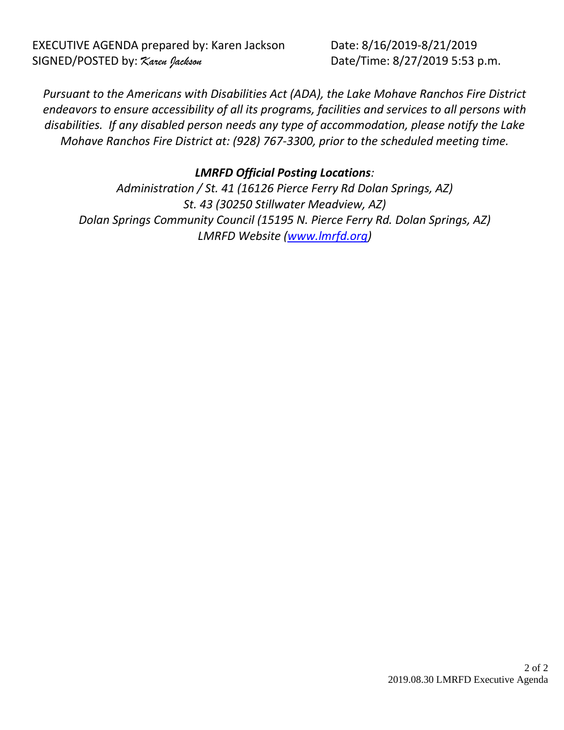EXECUTIVE AGENDA prepared by: Karen Jackson    Date: 8/16/2019-8/21/2019

SIGNED/POSTED by: *Karen Jackson*    Date/Time: 8/27/2019 5:53 p.m.

*Pursuant to the Americans with Disabilities Act (ADA), the Lake Mohave Ranchos Fire District endeavors to ensure accessibility of all its programs, facilities and services to all persons with disabilities. If any disabled person needs any type of accommodation, please notify the Lake Mohave Ranchos Fire District at: (928) 767-3300, prior to the scheduled meeting time.*

***LMRFD Official Posting Locations*:**

*Administration / St. 41 (16126 Pierce Ferry Rd Dolan Springs, AZ)*

*St. 43 (30250 Stillwater Meadview, AZ)*

*Dolan Springs Community Council (15195 N. Pierce Ferry Rd. Dolan Springs, AZ)*

*LMRFD Website ([www.lmrfd.org](http://www.lmrfd.org))*